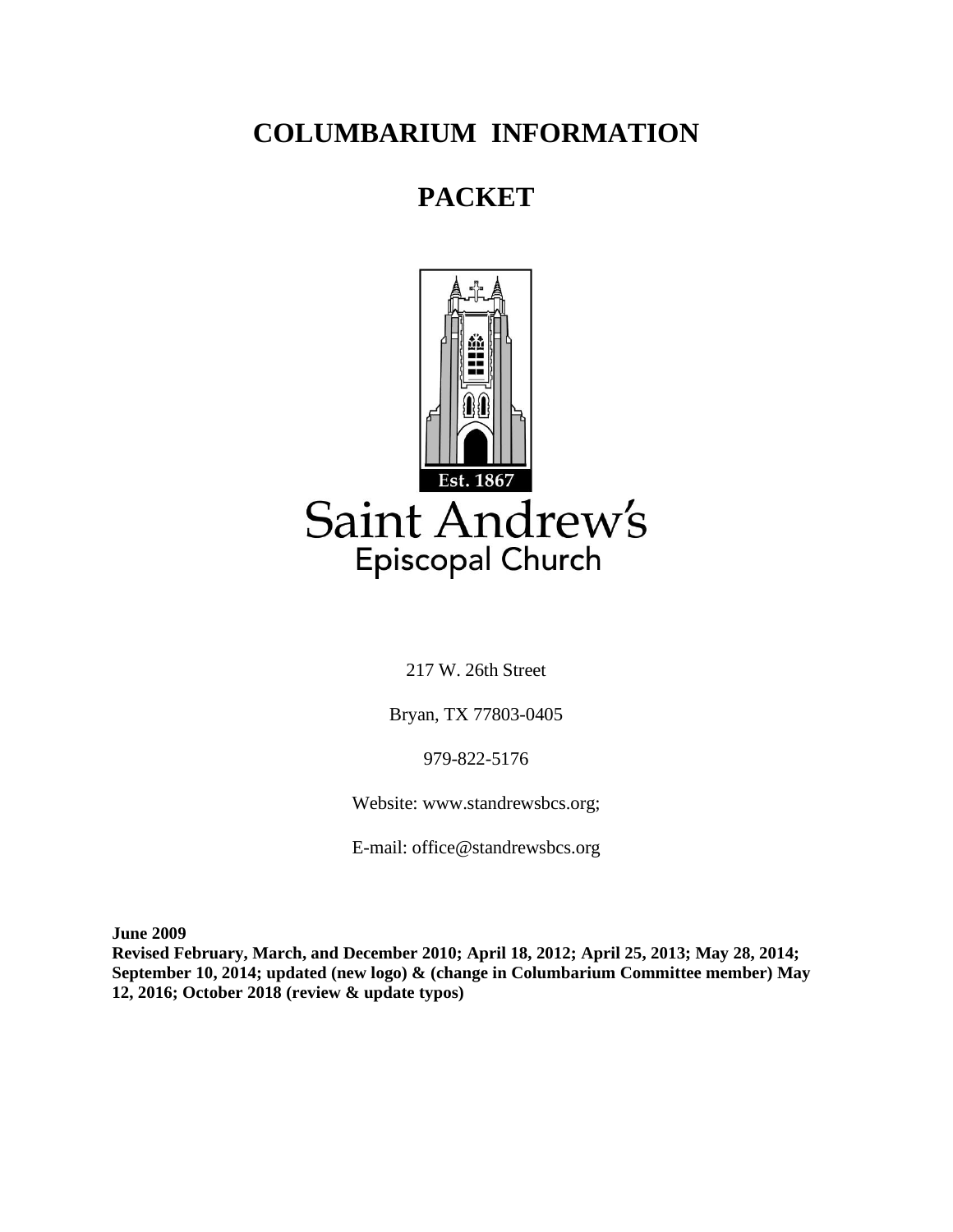# COLUMBARIUM INFORMATION

# PACKET

Est. 1867

Saint Andrew's

Episcopal Church

217 W. 26th Street

Bryan, TX 77803-0405

979-822-5176

Website: www.standrewsbcs.org;

E-mail: office@standrewsbcs.org

**June 2009**
**Revised February, March, and December 2010; April 18, 2012; April 25, 2013; May 28, 2014; September 10, 2014; updated (new logo) & (change in Columbarium Committee member) May 12, 2016; October 2018 (review & update typos)**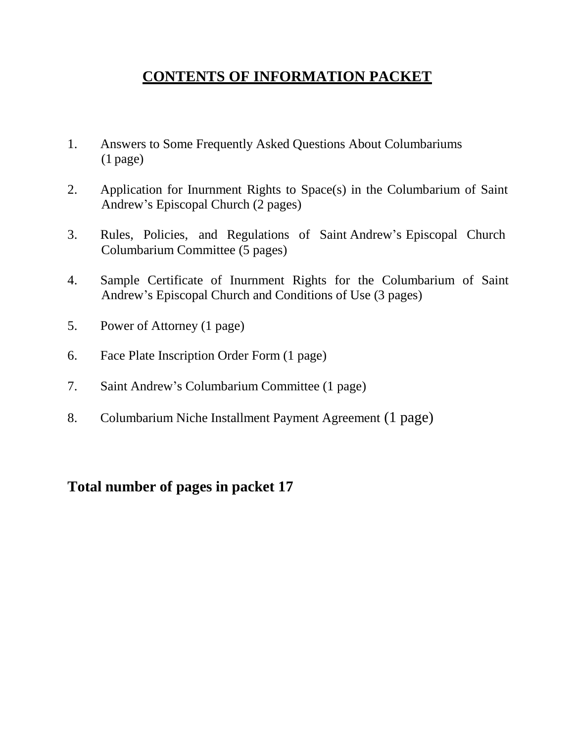# CONTENTS OF INFORMATION PACKET

1. Answers to Some Frequently Asked Questions About Columbariums (1 page)
2. Application for Inurnment Rights to Space(s) in the Columbarium of Saint Andrew's Episcopal Church (2 pages)
3. Rules, Policies, and Regulations of Saint Andrew's Episcopal Church Columbarium Committee (5 pages)
4. Sample Certificate of Inurnment Rights for the Columbarium of Saint Andrew's Episcopal Church and Conditions of Use (3 pages)
5. Power of Attorney (1 page)
6. Face Plate Inscription Order Form (1 page)
7. Saint Andrew's Columbarium Committee (1 page)
8. Columbarium Niche Installment Payment Agreement (1 page)

**Total number of pages in packet 17**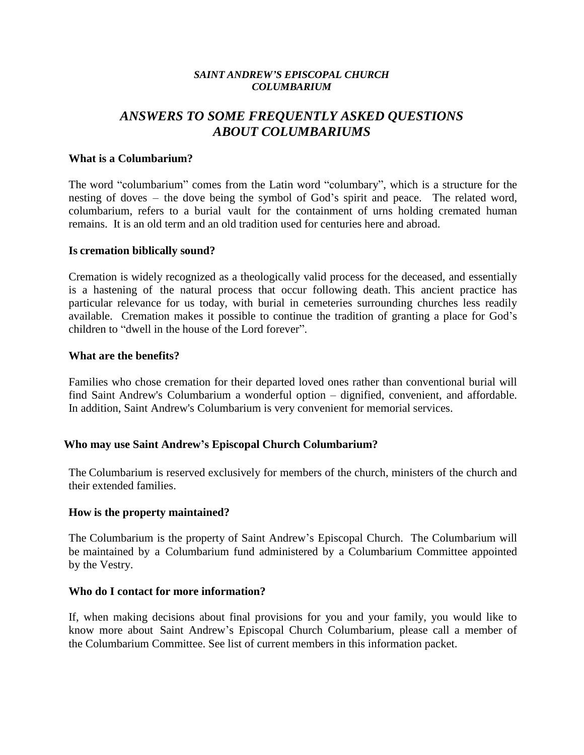***SAINT ANDREW'S EPISCOPAL CHURCH***
***COLUMBARIUM***

# *ANSWERS TO SOME FREQUENTLY ASKED QUESTIONS ABOUT COLUMBARIUMS*

### What is a Columbarium?

The word "columbarium" comes from the Latin word "columbary", which is a structure for the nesting of doves – the dove being the symbol of God's spirit and peace. The related word, columbarium, refers to a burial vault for the containment of urns holding cremated human remains. It is an old term and an old tradition used for centuries here and abroad.

### Is cremation biblically sound?

Cremation is widely recognized as a theologically valid process for the deceased, and essentially is a hastening of the natural process that occur following death. This ancient practice has particular relevance for us today, with burial in cemeteries surrounding churches less readily available. Cremation makes it possible to continue the tradition of granting a place for God's children to "dwell in the house of the Lord forever".

### What are the benefits?

Families who chose cremation for their departed loved ones rather than conventional burial will find Saint Andrew's Columbarium a wonderful option – dignified, convenient, and affordable. In addition, Saint Andrew's Columbarium is very convenient for memorial services.

### Who may use Saint Andrew's Episcopal Church Columbarium?

The Columbarium is reserved exclusively for members of the church, ministers of the church and their extended families.

### How is the property maintained?

The Columbarium is the property of Saint Andrew's Episcopal Church. The Columbarium will be maintained by a Columbarium fund administered by a Columbarium Committee appointed by the Vestry.

### Who do I contact for more information?

If, when making decisions about final provisions for you and your family, you would like to know more about Saint Andrew's Episcopal Church Columbarium, please call a member of the Columbarium Committee. See list of current members in this information packet.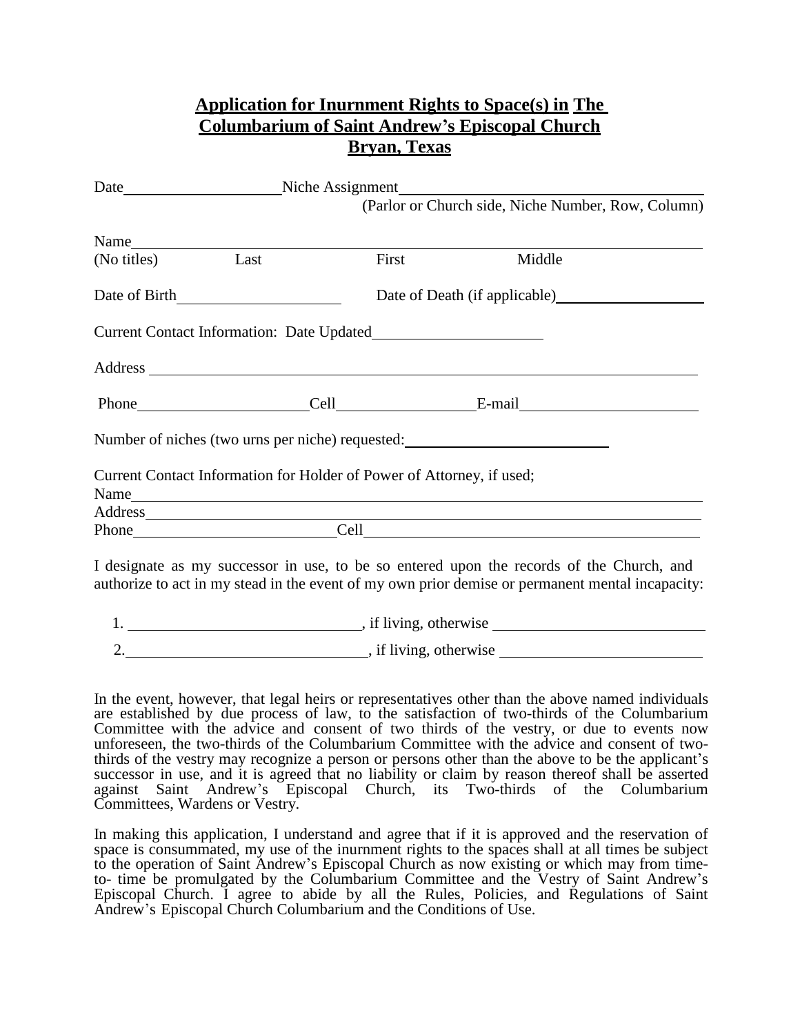## Application for Inurnment Rights to Space(s) in The Columbarium of Saint Andrew's Episcopal Church Bryan, Texas

Date____________________ Niche Assignment______________________________________

(Parlor or Church side, Niche Number, Row, Column)

Name______________________________________________________________________

(No titles) Last First Middle

Date of Birth____________________ Date of Death (if applicable)____________________

Current Contact Information: Date Updated______________________

Address ___________________________________________________________________

Phone______________________ Cell__________________ E-mail______________________

Number of niches (two urns per niche) requested:__________________________

Current Contact Information for Holder of Power of Attorney, if used;

Name______________________________________________________________________

Address____________________________________________________________________

Phone_________________________ Cell_________________________________________

I designate as my successor in use, to be so entered upon the records of the Church, and authorize to act in my stead in the event of my own prior demise or permanent mental incapacity:

1. ______________________________, if living, otherwise ___________________________
2. ______________________________, if living, otherwise ___________________________

In the event, however, that legal heirs or representatives other than the above named individuals are established by due process of law, to the satisfaction of two-thirds of the Columbarium Committee with the advice and consent of two thirds of the vestry, or due to events now unforeseen, the two-thirds of the Columbarium Committee with the advice and consent of two-thirds of the vestry may recognize a person or persons other than the above to be the applicant's successor in use, and it is agreed that no liability or claim by reason thereof shall be asserted against Saint Andrew's Episcopal Church, its Two-thirds of the Columbarium Committees, Wardens or Vestry.

In making this application, I understand and agree that if it is approved and the reservation of space is consummated, my use of the inurnment rights to the spaces shall at all times be subject to the operation of Saint Andrew's Episcopal Church as now existing or which may from time-to- time be promulgated by the Columbarium Committee and the Vestry of Saint Andrew's Episcopal Church. I agree to abide by all the Rules, Policies, and Regulations of Saint Andrew's Episcopal Church Columbarium and the Conditions of Use.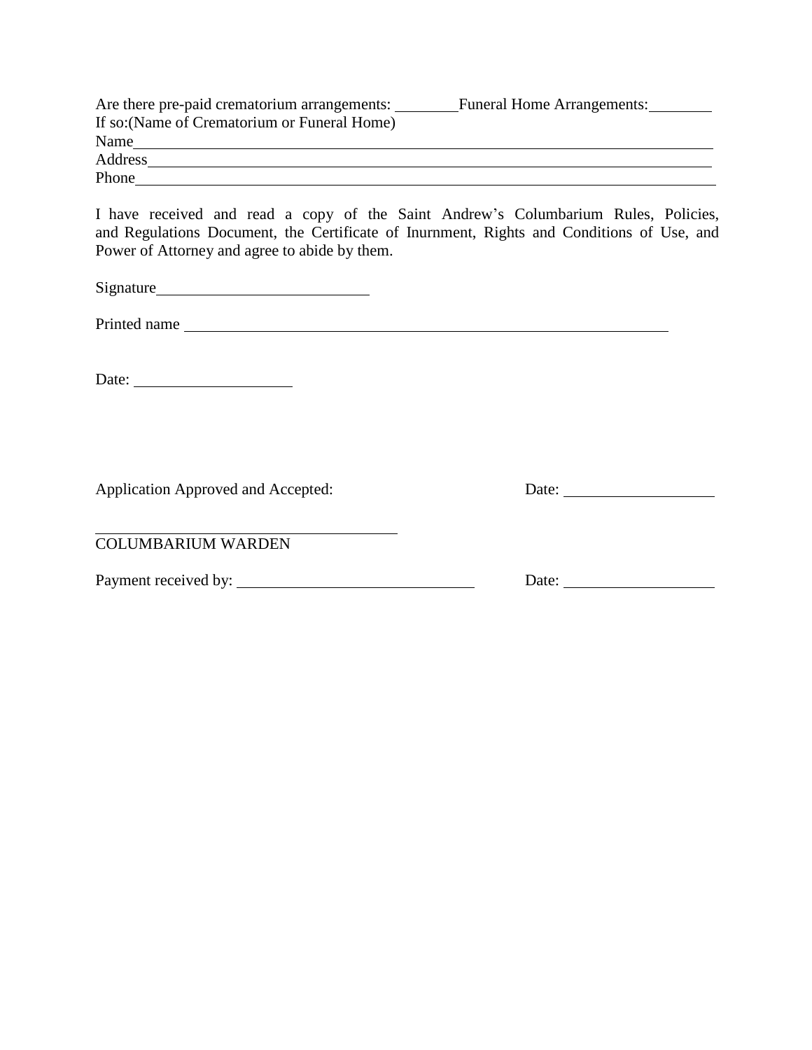Are there pre-paid crematorium arrangements: ________Funeral Home Arrangements:________
If so:(Name of Crematorium or Funeral Home)
Name_____________________________________________________________________________
Address___________________________________________________________________________
Phone____________________________________________________________________________

I have received and read a copy of the Saint Andrew's Columbarium Rules, Policies, and Regulations Document, the Certificate of Inurnment, Rights and Conditions of Use, and Power of Attorney and agree to abide by them.

Signature___________________________

Printed name ___________________________________________________________

Date: ____________________

Application Approved and Accepted: Date: ____________________

_______________________________________
COLUMBARIUM WARDEN

Payment received by: ______________________________ Date: ____________________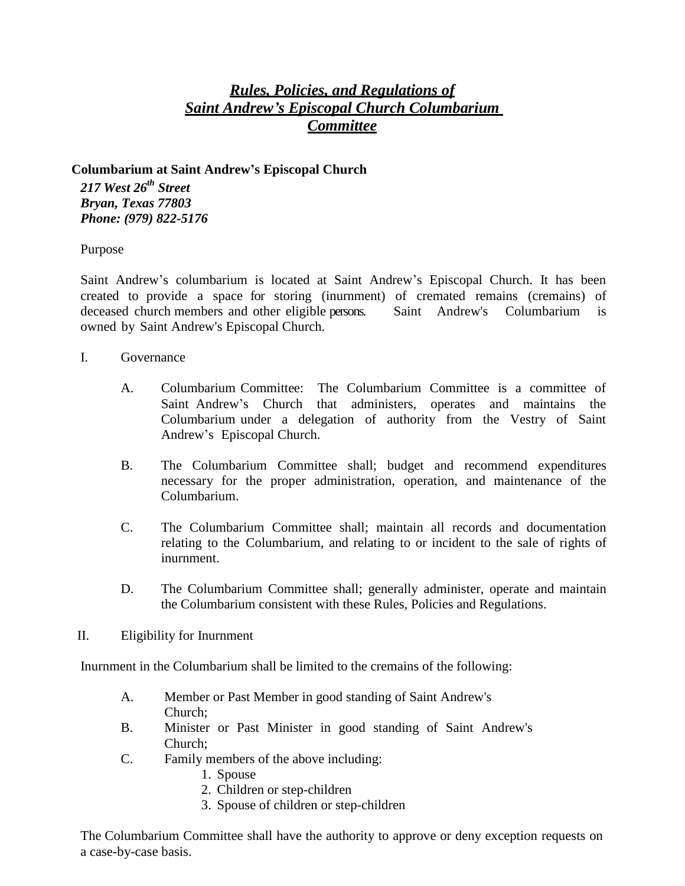# *Rules, Policies, and Regulations of Saint Andrew's Episcopal Church Columbarium Committee*

**Columbarium at Saint Andrew's Episcopal Church**

***217 West 26th Street***
***Bryan, Texas 77803***
***Phone: (979) 822-5176***

Purpose

Saint Andrew's columbarium is located at Saint Andrew's Episcopal Church. It has been created to provide a space for storing (inurnment) of cremated remains (cremains) of deceased church members and other eligible persons. Saint Andrew's Columbarium is owned by Saint Andrew's Episcopal Church.

I. Governance

A. Columbarium Committee: The Columbarium Committee is a committee of Saint Andrew's Church that administers, operates and maintains the Columbarium under a delegation of authority from the Vestry of Saint Andrew's Episcopal Church.

B. The Columbarium Committee shall; budget and recommend expenditures necessary for the proper administration, operation, and maintenance of the Columbarium.

C. The Columbarium Committee shall; maintain all records and documentation relating to the Columbarium, and relating to or incident to the sale of rights of inurnment.

D. The Columbarium Committee shall; generally administer, operate and maintain the Columbarium consistent with these Rules, Policies and Regulations.

II. Eligibility for Inurnment

Inurnment in the Columbarium shall be limited to the cremains of the following:

A. Member or Past Member in good standing of Saint Andrew's Church;

B. Minister or Past Minister in good standing of Saint Andrew's Church;

C. Family members of the above including:
   1. Spouse
   2. Children or step-children
   3. Spouse of children or step-children

The Columbarium Committee shall have the authority to approve or deny exception requests on a case-by-case basis.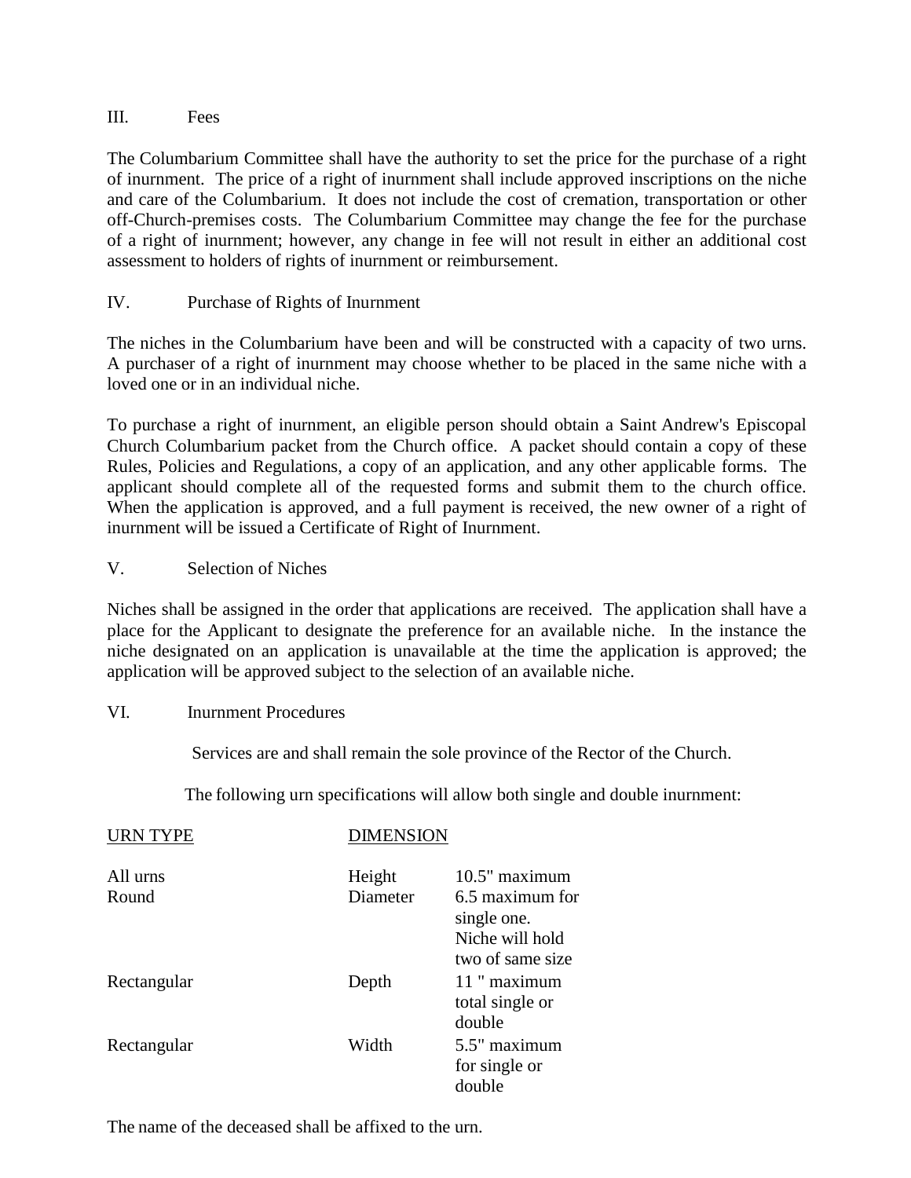## III. Fees

The Columbarium Committee shall have the authority to set the price for the purchase of a right of inurnment. The price of a right of inurnment shall include approved inscriptions on the niche and care of the Columbarium. It does not include the cost of cremation, transportation or other off-Church-premises costs. The Columbarium Committee may change the fee for the purchase of a right of inurnment; however, any change in fee will not result in either an additional cost assessment to holders of rights of inurnment or reimbursement.

## IV. Purchase of Rights of Inurnment

The niches in the Columbarium have been and will be constructed with a capacity of two urns. A purchaser of a right of inurnment may choose whether to be placed in the same niche with a loved one or in an individual niche.

To purchase a right of inurnment, an eligible person should obtain a Saint Andrew's Episcopal Church Columbarium packet from the Church office. A packet should contain a copy of these Rules, Policies and Regulations, a copy of an application, and any other applicable forms. The applicant should complete all of the requested forms and submit them to the church office. When the application is approved, and a full payment is received, the new owner of a right of inurnment will be issued a Certificate of Right of Inurnment.

## V. Selection of Niches

Niches shall be assigned in the order that applications are received. The application shall have a place for the Applicant to designate the preference for an available niche. In the instance the niche designated on an application is unavailable at the time the application is approved; the application will be approved subject to the selection of an available niche.

## VI. Inurnment Procedures

Services are and shall remain the sole province of the Rector of the Church.

The following urn specifications will allow both single and double inurnment:

| URN TYPE | DIMENSION | |
|---|---|---|
| All urns | Height | 10.5" maximum |
| Round | Diameter | 6.5 maximum for single one. Niche will hold two of same size |
| Rectangular | Depth | 11 " maximum total single or double |
| Rectangular | Width | 5.5" maximum for single or double |

The name of the deceased shall be affixed to the urn.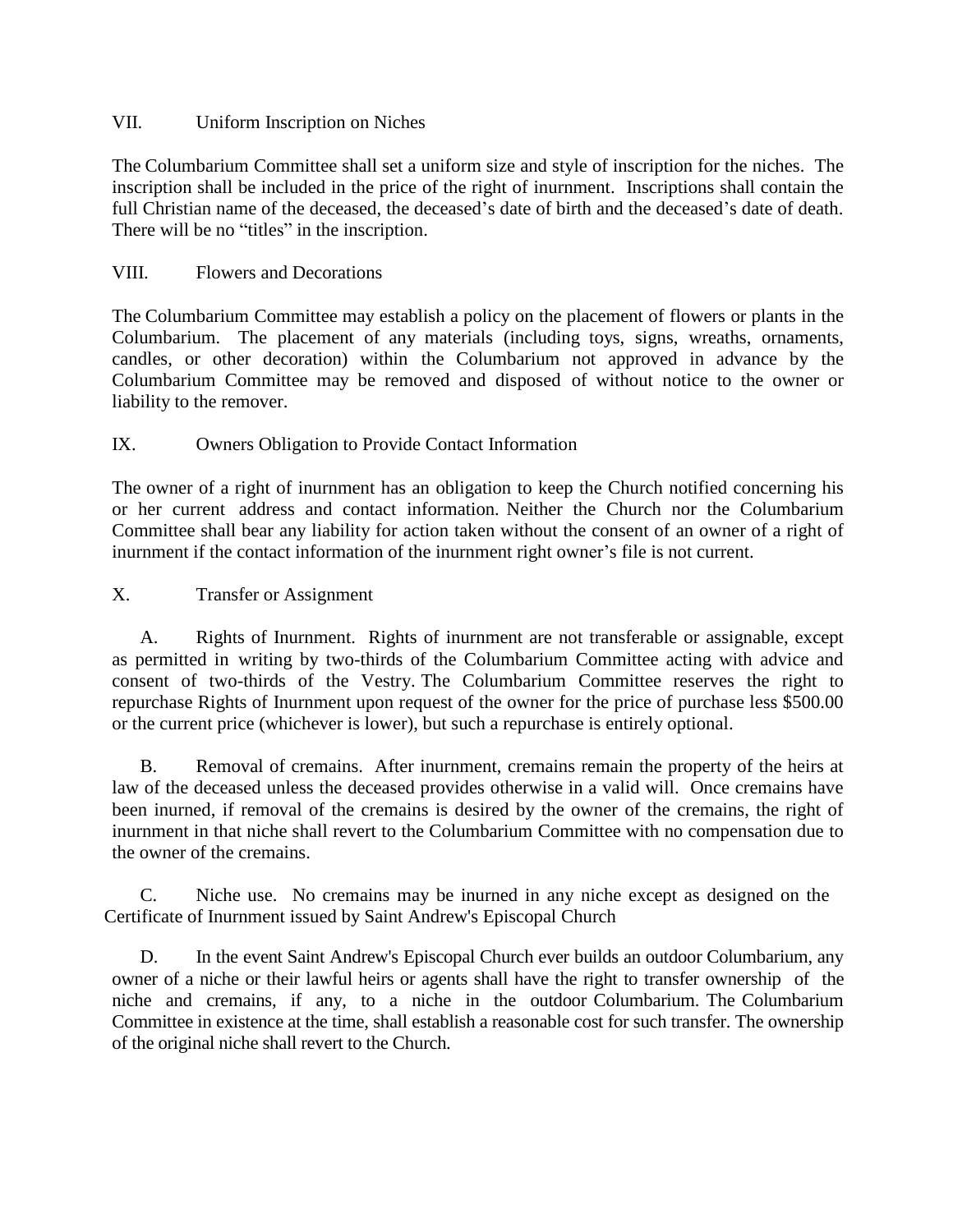## VII. Uniform Inscription on Niches

The Columbarium Committee shall set a uniform size and style of inscription for the niches. The inscription shall be included in the price of the right of inurnment. Inscriptions shall contain the full Christian name of the deceased, the deceased's date of birth and the deceased's date of death. There will be no "titles" in the inscription.

## VIII. Flowers and Decorations

The Columbarium Committee may establish a policy on the placement of flowers or plants in the Columbarium. The placement of any materials (including toys, signs, wreaths, ornaments, candles, or other decoration) within the Columbarium not approved in advance by the Columbarium Committee may be removed and disposed of without notice to the owner or liability to the remover.

## IX. Owners Obligation to Provide Contact Information

The owner of a right of inurnment has an obligation to keep the Church notified concerning his or her current address and contact information. Neither the Church nor the Columbarium Committee shall bear any liability for action taken without the consent of an owner of a right of inurnment if the contact information of the inurnment right owner's file is not current.

## X. Transfer or Assignment

A. Rights of Inurnment. Rights of inurnment are not transferable or assignable, except as permitted in writing by two-thirds of the Columbarium Committee acting with advice and consent of two-thirds of the Vestry. The Columbarium Committee reserves the right to repurchase Rights of Inurnment upon request of the owner for the price of purchase less $500.00 or the current price (whichever is lower), but such a repurchase is entirely optional.

B. Removal of cremains. After inurnment, cremains remain the property of the heirs at law of the deceased unless the deceased provides otherwise in a valid will. Once cremains have been inurned, if removal of the cremains is desired by the owner of the cremains, the right of inurnment in that niche shall revert to the Columbarium Committee with no compensation due to the owner of the cremains.

C. Niche use. No cremains may be inurned in any niche except as designed on the Certificate of Inurnment issued by Saint Andrew's Episcopal Church

D. In the event Saint Andrew's Episcopal Church ever builds an outdoor Columbarium, any owner of a niche or their lawful heirs or agents shall have the right to transfer ownership of the niche and cremains, if any, to a niche in the outdoor Columbarium. The Columbarium Committee in existence at the time, shall establish a reasonable cost for such transfer. The ownership of the original niche shall revert to the Church.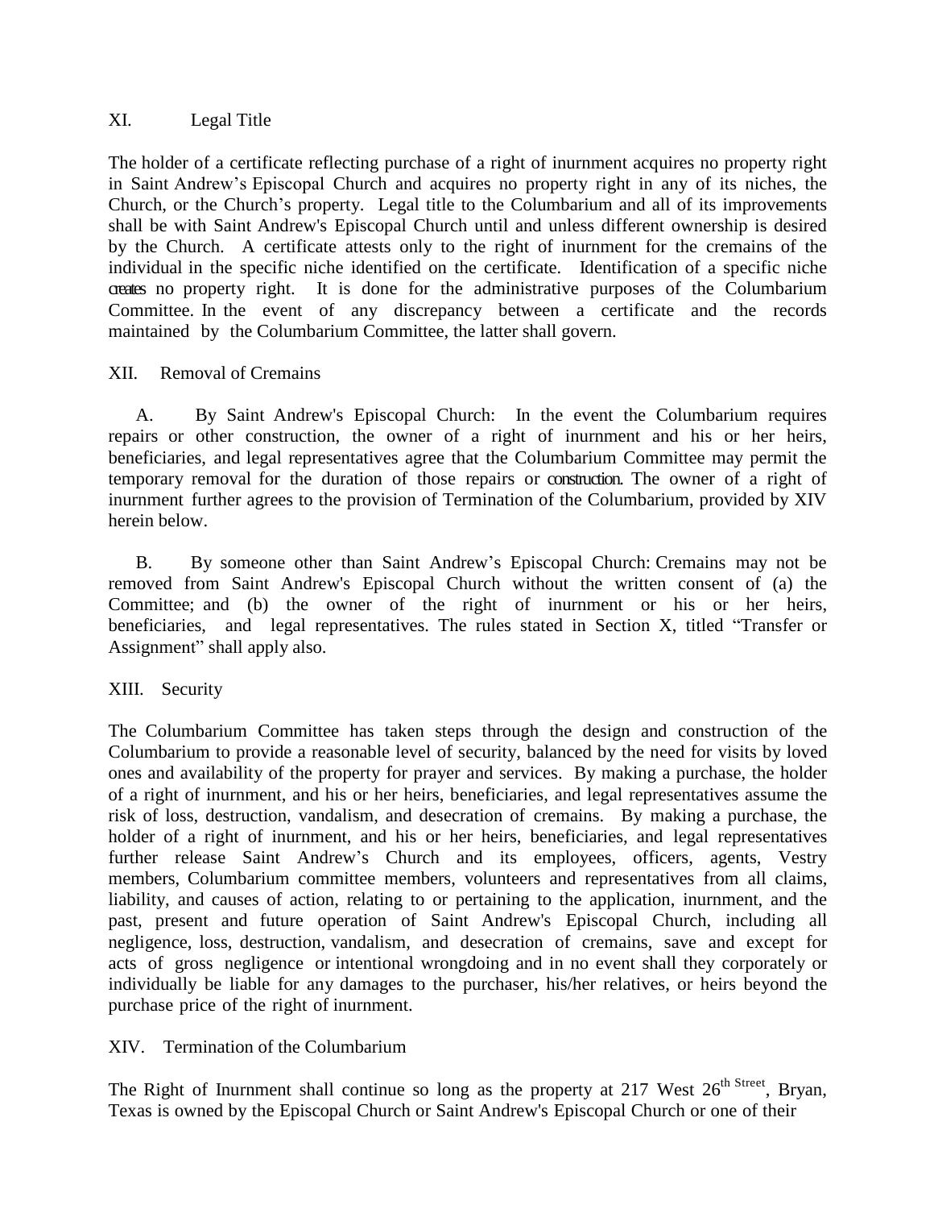## XI. Legal Title

The holder of a certificate reflecting purchase of a right of inurnment acquires no property right in Saint Andrew's Episcopal Church and acquires no property right in any of its niches, the Church, or the Church's property. Legal title to the Columbarium and all of its improvements shall be with Saint Andrew's Episcopal Church until and unless different ownership is desired by the Church. A certificate attests only to the right of inurnment for the cremains of the individual in the specific niche identified on the certificate. Identification of a specific niche creates no property right. It is done for the administrative purposes of the Columbarium Committee. In the event of any discrepancy between a certificate and the records maintained by the Columbarium Committee, the latter shall govern.

## XII. Removal of Cremains

A. By Saint Andrew's Episcopal Church: In the event the Columbarium requires repairs or other construction, the owner of a right of inurnment and his or her heirs, beneficiaries, and legal representatives agree that the Columbarium Committee may permit the temporary removal for the duration of those repairs or construction. The owner of a right of inurnment further agrees to the provision of Termination of the Columbarium, provided by XIV herein below.

B. By someone other than Saint Andrew's Episcopal Church: Cremains may not be removed from Saint Andrew's Episcopal Church without the written consent of (a) the Committee; and (b) the owner of the right of inurnment or his or her heirs, beneficiaries, and legal representatives. The rules stated in Section X, titled "Transfer or Assignment" shall apply also.

## XIII. Security

The Columbarium Committee has taken steps through the design and construction of the Columbarium to provide a reasonable level of security, balanced by the need for visits by loved ones and availability of the property for prayer and services. By making a purchase, the holder of a right of inurnment, and his or her heirs, beneficiaries, and legal representatives assume the risk of loss, destruction, vandalism, and desecration of cremains. By making a purchase, the holder of a right of inurnment, and his or her heirs, beneficiaries, and legal representatives further release Saint Andrew's Church and its employees, officers, agents, Vestry members, Columbarium committee members, volunteers and representatives from all claims, liability, and causes of action, relating to or pertaining to the application, inurnment, and the past, present and future operation of Saint Andrew's Episcopal Church, including all negligence, loss, destruction, vandalism, and desecration of cremains, save and except for acts of gross negligence or intentional wrongdoing and in no event shall they corporately or individually be liable for any damages to the purchaser, his/her relatives, or heirs beyond the purchase price of the right of inurnment.

## XIV. Termination of the Columbarium

The Right of Inurnment shall continue so long as the property at 217 West 26th Street, Bryan, Texas is owned by the Episcopal Church or Saint Andrew's Episcopal Church or one of their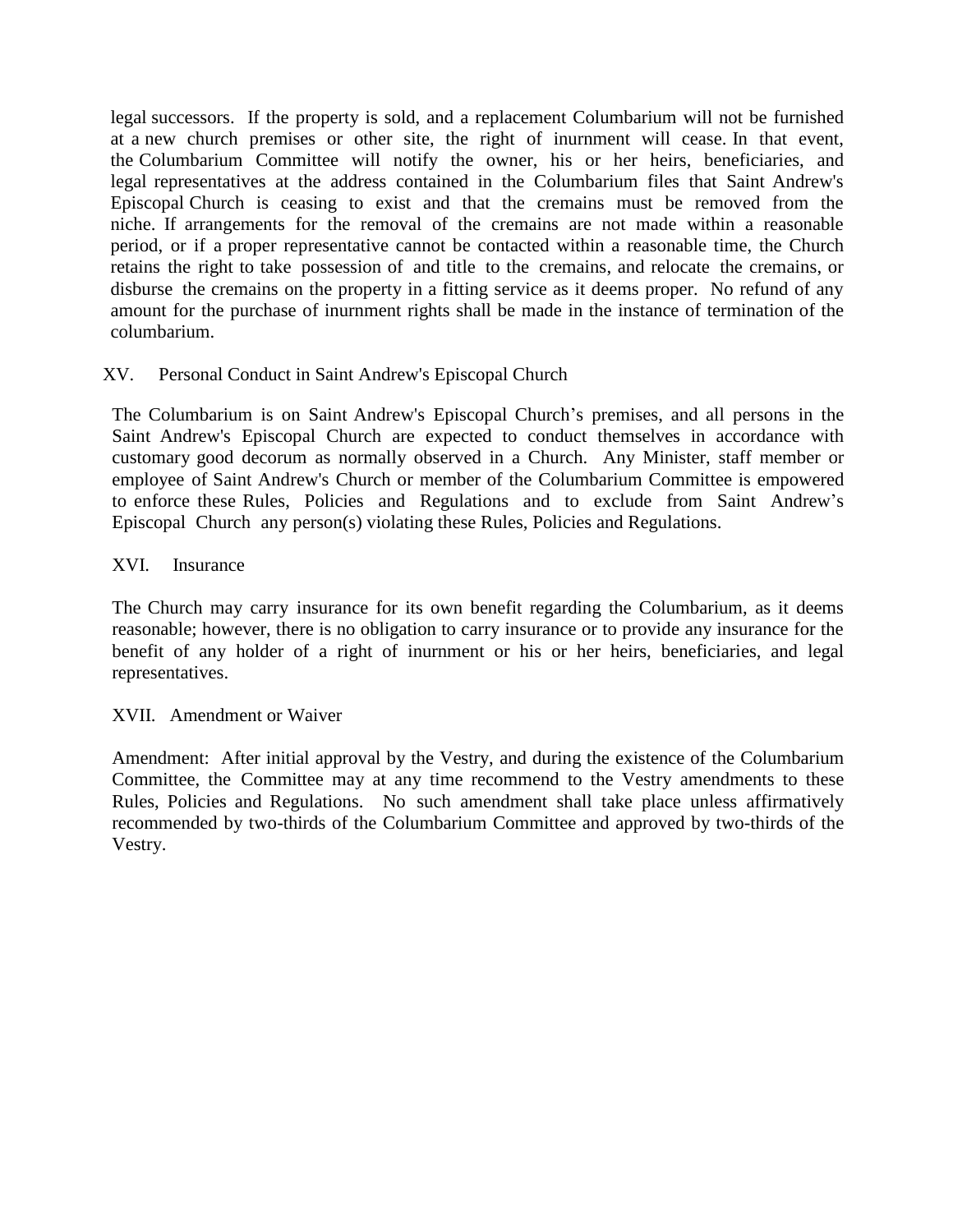legal successors. If the property is sold, and a replacement Columbarium will not be furnished at a new church premises or other site, the right of inurnment will cease. In that event, the Columbarium Committee will notify the owner, his or her heirs, beneficiaries, and legal representatives at the address contained in the Columbarium files that Saint Andrew's Episcopal Church is ceasing to exist and that the cremains must be removed from the niche. If arrangements for the removal of the cremains are not made within a reasonable period, or if a proper representative cannot be contacted within a reasonable time, the Church retains the right to take possession of and title to the cremains, and relocate the cremains, or disburse the cremains on the property in a fitting service as it deems proper. No refund of any amount for the purchase of inurnment rights shall be made in the instance of termination of the columbarium.

## XV. Personal Conduct in Saint Andrew's Episcopal Church

The Columbarium is on Saint Andrew's Episcopal Church's premises, and all persons in the Saint Andrew's Episcopal Church are expected to conduct themselves in accordance with customary good decorum as normally observed in a Church. Any Minister, staff member or employee of Saint Andrew's Church or member of the Columbarium Committee is empowered to enforce these Rules, Policies and Regulations and to exclude from Saint Andrew's Episcopal Church any person(s) violating these Rules, Policies and Regulations.

## XVI. Insurance

The Church may carry insurance for its own benefit regarding the Columbarium, as it deems reasonable; however, there is no obligation to carry insurance or to provide any insurance for the benefit of any holder of a right of inurnment or his or her heirs, beneficiaries, and legal representatives.

## XVII. Amendment or Waiver

Amendment: After initial approval by the Vestry, and during the existence of the Columbarium Committee, the Committee may at any time recommend to the Vestry amendments to these Rules, Policies and Regulations. No such amendment shall take place unless affirmatively recommended by two-thirds of the Columbarium Committee and approved by two-thirds of the Vestry.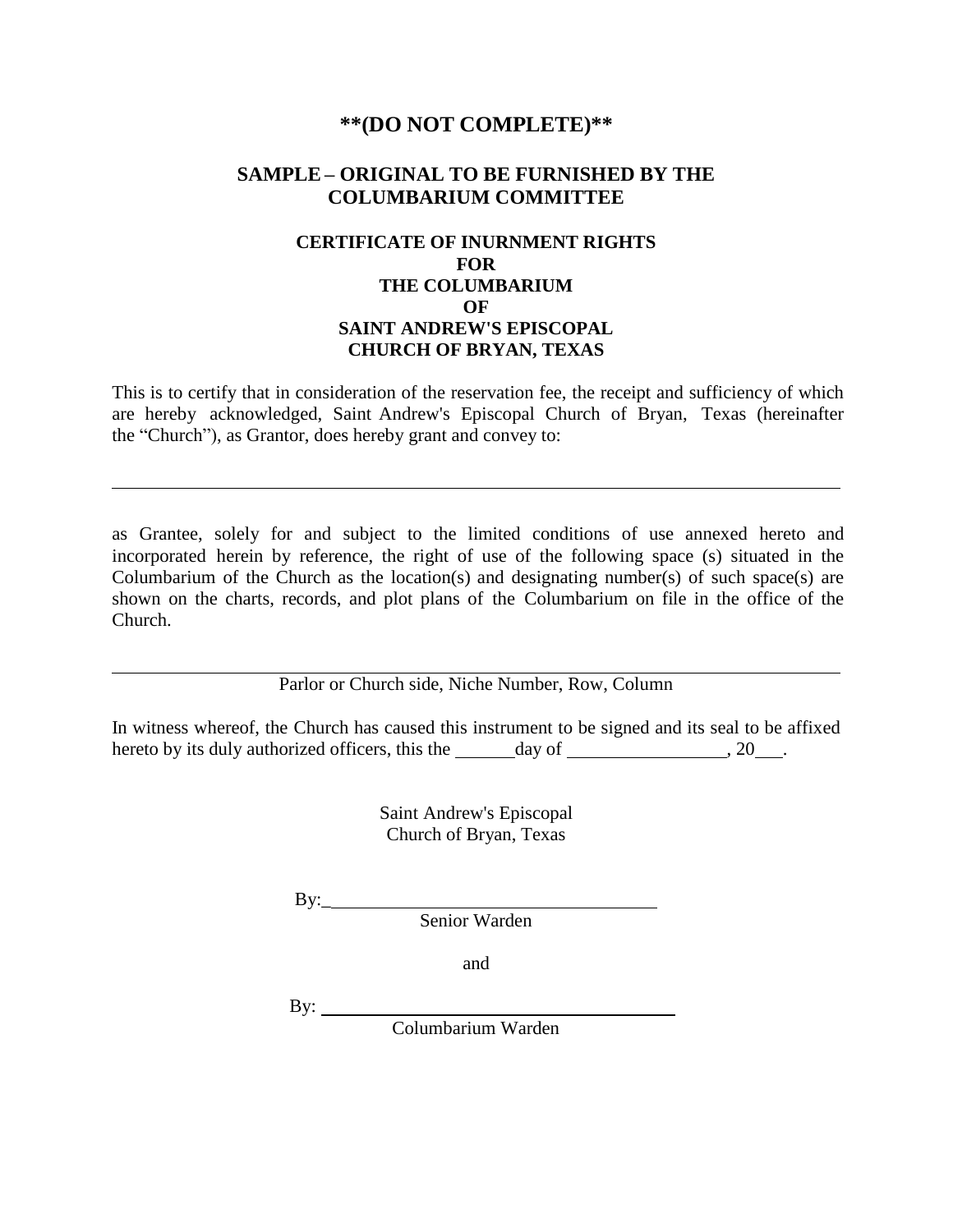**(DO NOT COMPLETE)**

## SAMPLE – ORIGINAL TO BE FURNISHED BY THE COLUMBARIUM COMMITTEE

### CERTIFICATE OF INURNMENT RIGHTS FOR THE COLUMBARIUM OF SAINT ANDREW'S EPISCOPAL CHURCH OF BRYAN, TEXAS

This is to certify that in consideration of the reservation fee, the receipt and sufficiency of which are hereby acknowledged, Saint Andrew's Episcopal Church of Bryan, Texas (hereinafter the "Church"), as Grantor, does hereby grant and convey to:

______________________________________________________________________________

as Grantee, solely for and subject to the limited conditions of use annexed hereto and incorporated herein by reference, the right of use of the following space (s) situated in the Columbarium of the Church as the location(s) and designating number(s) of such space(s) are shown on the charts, records, and plot plans of the Columbarium on file in the office of the Church.

______________________________________________________________________________

Parlor or Church side, Niche Number, Row, Column

In witness whereof, the Church has caused this instrument to be signed and its seal to be affixed hereto by its duly authorized officers, this the ______day of _________________, 20___.

Saint Andrew's Episcopal
Church of Bryan, Texas

By:_____________________________________
Senior Warden

and

By: _____________________________________
Columbarium Warden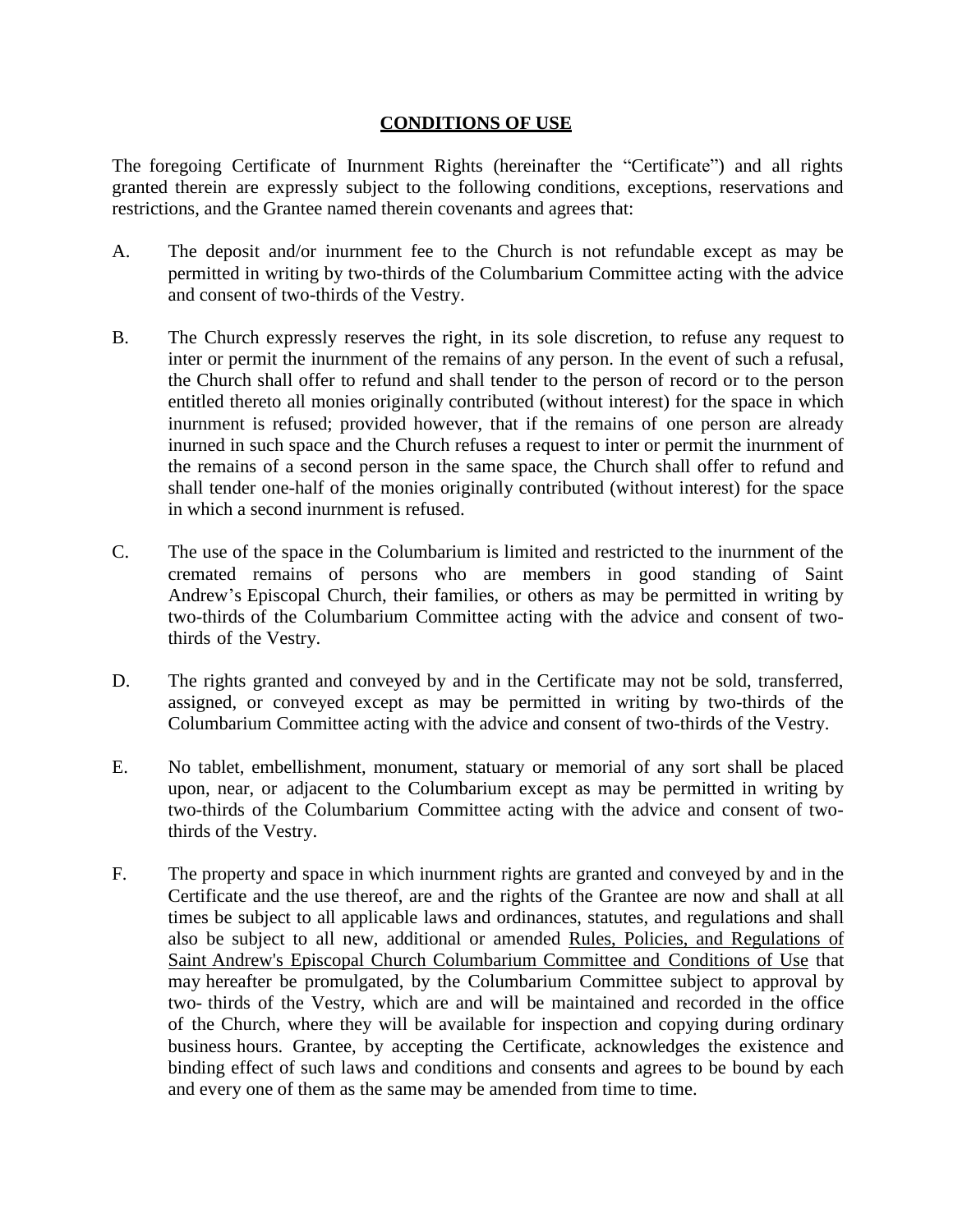## CONDITIONS OF USE

The foregoing Certificate of Inurnment Rights (hereinafter the "Certificate") and all rights granted therein are expressly subject to the following conditions, exceptions, reservations and restrictions, and the Grantee named therein covenants and agrees that:

A. The deposit and/or inurnment fee to the Church is not refundable except as may be permitted in writing by two-thirds of the Columbarium Committee acting with the advice and consent of two-thirds of the Vestry.

B. The Church expressly reserves the right, in its sole discretion, to refuse any request to inter or permit the inurnment of the remains of any person. In the event of such a refusal, the Church shall offer to refund and shall tender to the person of record or to the person entitled thereto all monies originally contributed (without interest) for the space in which inurnment is refused; provided however, that if the remains of one person are already inurned in such space and the Church refuses a request to inter or permit the inurnment of the remains of a second person in the same space, the Church shall offer to refund and shall tender one-half of the monies originally contributed (without interest) for the space in which a second inurnment is refused.

C. The use of the space in the Columbarium is limited and restricted to the inurnment of the cremated remains of persons who are members in good standing of Saint Andrew's Episcopal Church, their families, or others as may be permitted in writing by two-thirds of the Columbarium Committee acting with the advice and consent of two-thirds of the Vestry.

D. The rights granted and conveyed by and in the Certificate may not be sold, transferred, assigned, or conveyed except as may be permitted in writing by two-thirds of the Columbarium Committee acting with the advice and consent of two-thirds of the Vestry.

E. No tablet, embellishment, monument, statuary or memorial of any sort shall be placed upon, near, or adjacent to the Columbarium except as may be permitted in writing by two-thirds of the Columbarium Committee acting with the advice and consent of two-thirds of the Vestry.

F. The property and space in which inurnment rights are granted and conveyed by and in the Certificate and the use thereof, are and the rights of the Grantee are now and shall at all times be subject to all applicable laws and ordinances, statutes, and regulations and shall also be subject to all new, additional or amended Rules, Policies, and Regulations of Saint Andrew's Episcopal Church Columbarium Committee and Conditions of Use that may hereafter be promulgated, by the Columbarium Committee subject to approval by two- thirds of the Vestry, which are and will be maintained and recorded in the office of the Church, where they will be available for inspection and copying during ordinary business hours. Grantee, by accepting the Certificate, acknowledges the existence and binding effect of such laws and conditions and consents and agrees to be bound by each and every one of them as the same may be amended from time to time.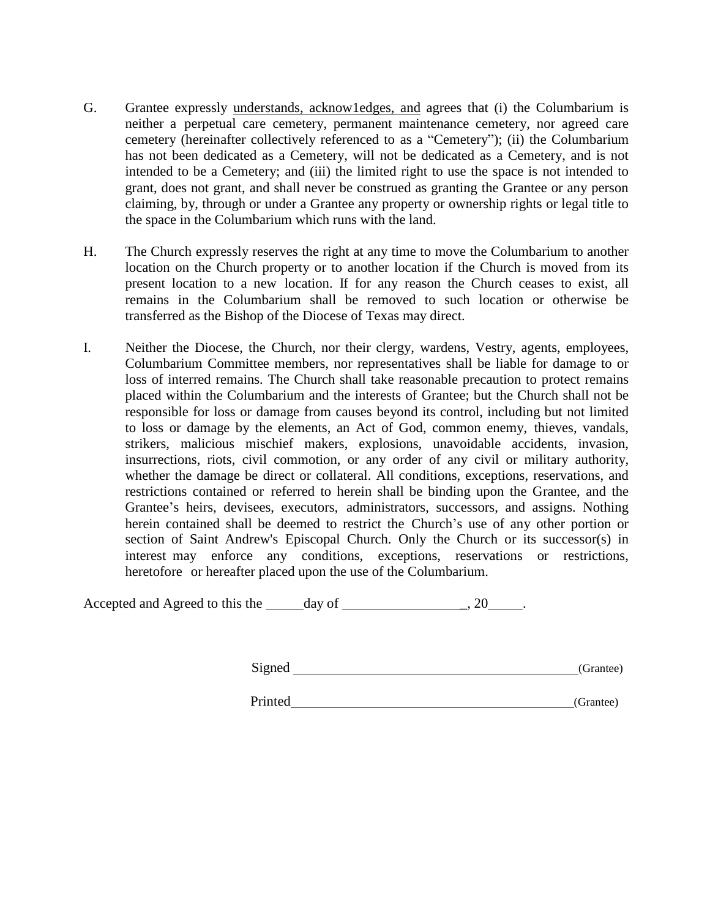G. Grantee expressly understands, acknow1edges, and agrees that (i) the Columbarium is neither a perpetual care cemetery, permanent maintenance cemetery, nor agreed care cemetery (hereinafter collectively referenced to as a "Cemetery"); (ii) the Columbarium has not been dedicated as a Cemetery, will not be dedicated as a Cemetery, and is not intended to be a Cemetery; and (iii) the limited right to use the space is not intended to grant, does not grant, and shall never be construed as granting the Grantee or any person claiming, by, through or under a Grantee any property or ownership rights or legal title to the space in the Columbarium which runs with the land.

H. The Church expressly reserves the right at any time to move the Columbarium to another location on the Church property or to another location if the Church is moved from its present location to a new location. If for any reason the Church ceases to exist, all remains in the Columbarium shall be removed to such location or otherwise be transferred as the Bishop of the Diocese of Texas may direct.

I. Neither the Diocese, the Church, nor their clergy, wardens, Vestry, agents, employees, Columbarium Committee members, nor representatives shall be liable for damage to or loss of interred remains. The Church shall take reasonable precaution to protect remains placed within the Columbarium and the interests of Grantee; but the Church shall not be responsible for loss or damage from causes beyond its control, including but not limited to loss or damage by the elements, an Act of God, common enemy, thieves, vandals, strikers, malicious mischief makers, explosions, unavoidable accidents, invasion, insurrections, riots, civil commotion, or any order of any civil or military authority, whether the damage be direct or collateral. All conditions, exceptions, reservations, and restrictions contained or referred to herein shall be binding upon the Grantee, and the Grantee's heirs, devisees, executors, administrators, successors, and assigns. Nothing herein contained shall be deemed to restrict the Church's use of any other portion or section of Saint Andrew's Episcopal Church. Only the Church or its successor(s) in interest may enforce any conditions, exceptions, reservations or restrictions, heretofore or hereafter placed upon the use of the Columbarium.

Accepted and Agreed to this the _____ day of _________________, 20_____.

Signed __________________________________________ (Grantee)

Printed __________________________________________ (Grantee)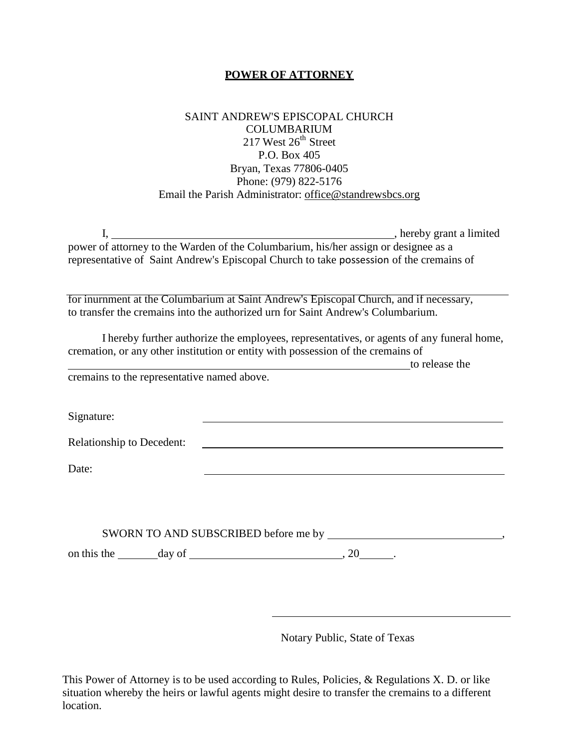# POWER OF ATTORNEY

SAINT ANDREW'S EPISCOPAL CHURCH
COLUMBARIUM
217 West 26th Street
P.O. Box 405
Bryan, Texas 77806-0405
Phone: (979) 822-5176
Email the Parish Administrator: office@standrewsbcs.org

I, ______________________________________________, hereby grant a limited power of attorney to the Warden of the Columbarium, his/her assign or designee as a representative of Saint Andrew's Episcopal Church to take possession of the cremains of

______________________________________________________________________

for inurnment at the Columbarium at Saint Andrew's Episcopal Church, and if necessary, to transfer the cremains into the authorized urn for Saint Andrew's Columbarium.

I hereby further authorize the employees, representatives, or agents of any funeral home, cremation, or any other institution or entity with possession of the cremains of ____________________________________________________________to release the cremains to the representative named above.

Signature: ______________________________________________

Relationship to Decedent: ______________________________________________

Date: ______________________________________________

SWORN TO AND SUBSCRIBED before me by ______________________________,

on this the _______day of __________________________, 20______.

______________________________________

Notary Public, State of Texas

This Power of Attorney is to be used according to Rules, Policies, & Regulations X. D. or like situation whereby the heirs or lawful agents might desire to transfer the cremains to a different location.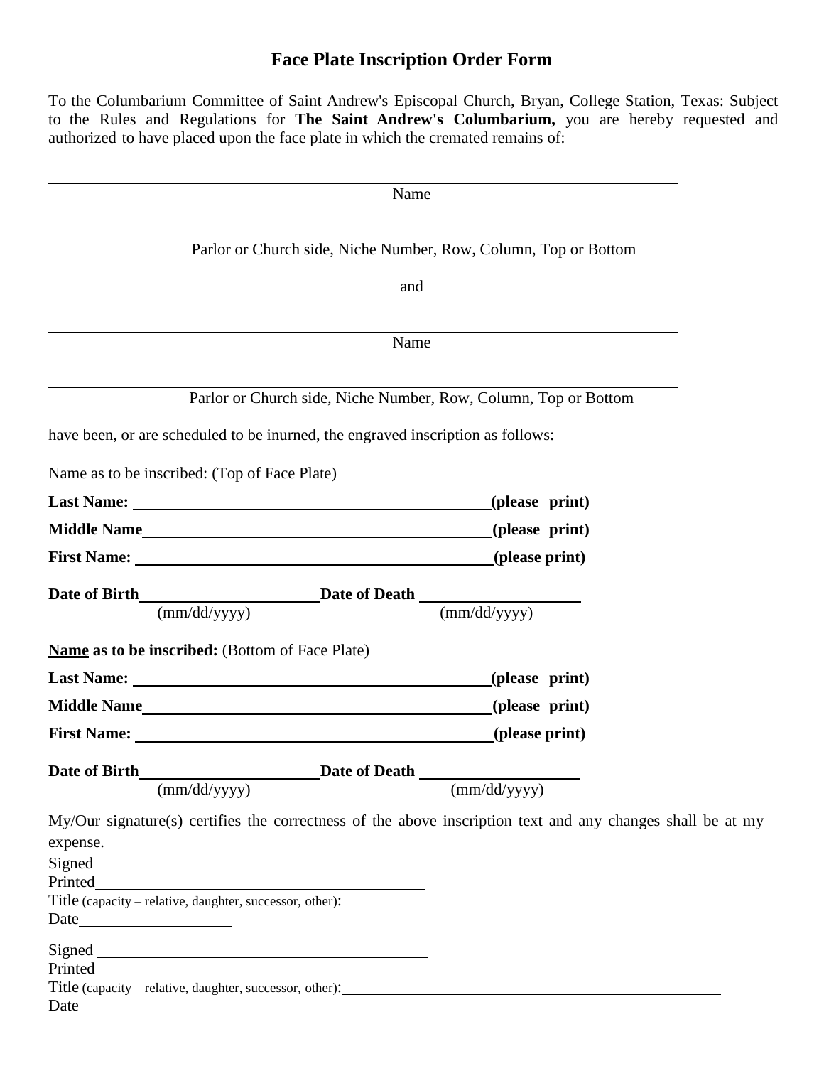# Face Plate Inscription Order Form

To the Columbarium Committee of Saint Andrew's Episcopal Church, Bryan, College Station, Texas: Subject to the Rules and Regulations for **The Saint Andrew's Columbarium,** you are hereby requested and authorized to have placed upon the face plate in which the cremated remains of:

\_\_\_\_\_\_\_\_\_\_\_\_\_\_\_\_\_\_\_\_\_\_\_\_\_\_\_\_\_\_\_\_\_\_\_\_\_\_\_\_\_\_\_\_\_\_\_\_\_\_\_\_\_\_\_\_\_\_

Name

\_\_\_\_\_\_\_\_\_\_\_\_\_\_\_\_\_\_\_\_\_\_\_\_\_\_\_\_\_\_\_\_\_\_\_\_\_\_\_\_\_\_\_\_\_\_\_\_\_\_\_\_\_\_\_\_\_\_

Parlor or Church side, Niche Number, Row, Column, Top or Bottom

and

\_\_\_\_\_\_\_\_\_\_\_\_\_\_\_\_\_\_\_\_\_\_\_\_\_\_\_\_\_\_\_\_\_\_\_\_\_\_\_\_\_\_\_\_\_\_\_\_\_\_\_\_\_\_\_\_\_\_

Name

\_\_\_\_\_\_\_\_\_\_\_\_\_\_\_\_\_\_\_\_\_\_\_\_\_\_\_\_\_\_\_\_\_\_\_\_\_\_\_\_\_\_\_\_\_\_\_\_\_\_\_\_\_\_\_\_\_\_

Parlor or Church side, Niche Number, Row, Column, Top or Bottom

have been, or are scheduled to be inurned, the engraved inscription as follows:

Name as to be inscribed: (Top of Face Plate)

**Last Name:** \_\_\_\_\_\_\_\_\_\_\_\_\_\_\_\_\_\_\_\_\_\_\_\_\_\_\_\_\_\_\_\_\_\_\_\_**(please print)**

**Middle Name**\_\_\_\_\_\_\_\_\_\_\_\_\_\_\_\_\_\_\_\_\_\_\_\_\_\_\_\_\_\_\_\_\_\_\_\_**(please print)**

**First Name:** \_\_\_\_\_\_\_\_\_\_\_\_\_\_\_\_\_\_\_\_\_\_\_\_\_\_\_\_\_\_\_\_\_\_\_\_**(please print)**

**Date of Birth**\_\_\_\_\_\_\_\_\_\_\_\_\_\_\_\_\_\_**Date of Death** \_\_\_\_\_\_\_\_\_\_\_\_\_\_\_\_\_\_

(mm/dd/yyyy) (mm/dd/yyyy)

**Name as to be inscribed:** (Bottom of Face Plate)

**Last Name:** \_\_\_\_\_\_\_\_\_\_\_\_\_\_\_\_\_\_\_\_\_\_\_\_\_\_\_\_\_\_\_\_\_\_\_\_**(please print)**

**Middle Name**\_\_\_\_\_\_\_\_\_\_\_\_\_\_\_\_\_\_\_\_\_\_\_\_\_\_\_\_\_\_\_\_\_\_\_\_**(please print)**

**First Name:** \_\_\_\_\_\_\_\_\_\_\_\_\_\_\_\_\_\_\_\_\_\_\_\_\_\_\_\_\_\_\_\_\_\_\_\_**(please print)**

**Date of Birth**\_\_\_\_\_\_\_\_\_\_\_\_\_\_\_\_\_\_**Date of Death** \_\_\_\_\_\_\_\_\_\_\_\_\_\_\_\_\_\_

(mm/dd/yyyy) (mm/dd/yyyy)

My/Our signature(s) certifies the correctness of the above inscription text and any changes shall be at my expense.

Signed \_\_\_\_\_\_\_\_\_\_\_\_\_\_\_\_\_\_\_\_\_\_\_\_\_\_\_\_\_\_\_\_\_\_\_\_

Printed\_\_\_\_\_\_\_\_\_\_\_\_\_\_\_\_\_\_\_\_\_\_\_\_\_\_\_\_\_\_\_\_\_\_\_\_

Title (capacity – relative, daughter, successor, other):\_\_\_\_\_\_\_\_\_\_\_\_\_\_\_\_\_\_\_\_\_\_\_\_\_\_\_\_\_\_\_\_\_\_\_\_

Date\_\_\_\_\_\_\_\_\_\_\_\_\_\_\_\_

Signed \_\_\_\_\_\_\_\_\_\_\_\_\_\_\_\_\_\_\_\_\_\_\_\_\_\_\_\_\_\_\_\_\_\_\_\_

Printed\_\_\_\_\_\_\_\_\_\_\_\_\_\_\_\_\_\_\_\_\_\_\_\_\_\_\_\_\_\_\_\_\_\_\_\_

Title (capacity – relative, daughter, successor, other):\_\_\_\_\_\_\_\_\_\_\_\_\_\_\_\_\_\_\_\_\_\_\_\_\_\_\_\_\_\_\_\_\_\_\_\_

Date\_\_\_\_\_\_\_\_\_\_\_\_\_\_\_\_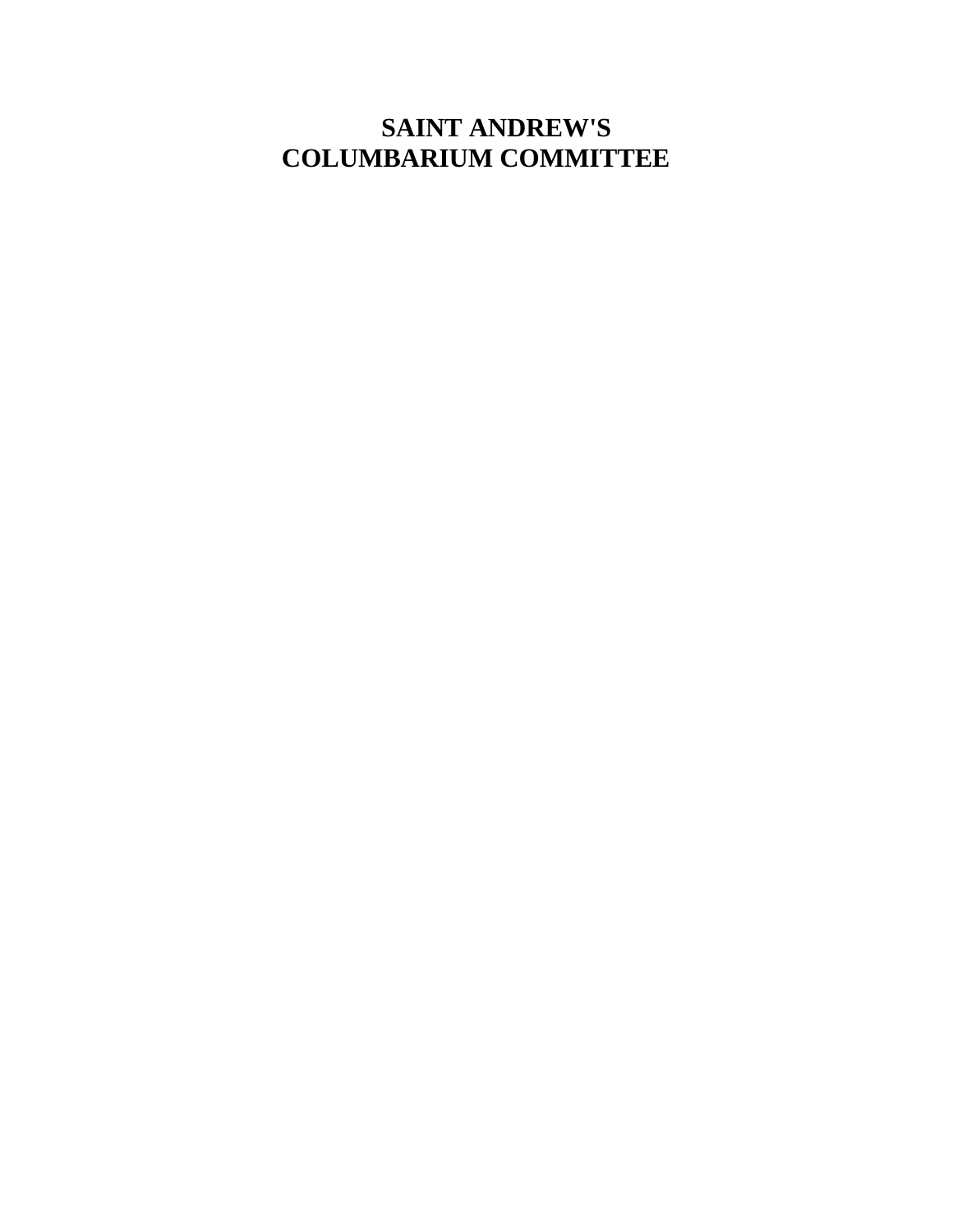# SAINT ANDREW'S
# COLUMBARIUM COMMITTEE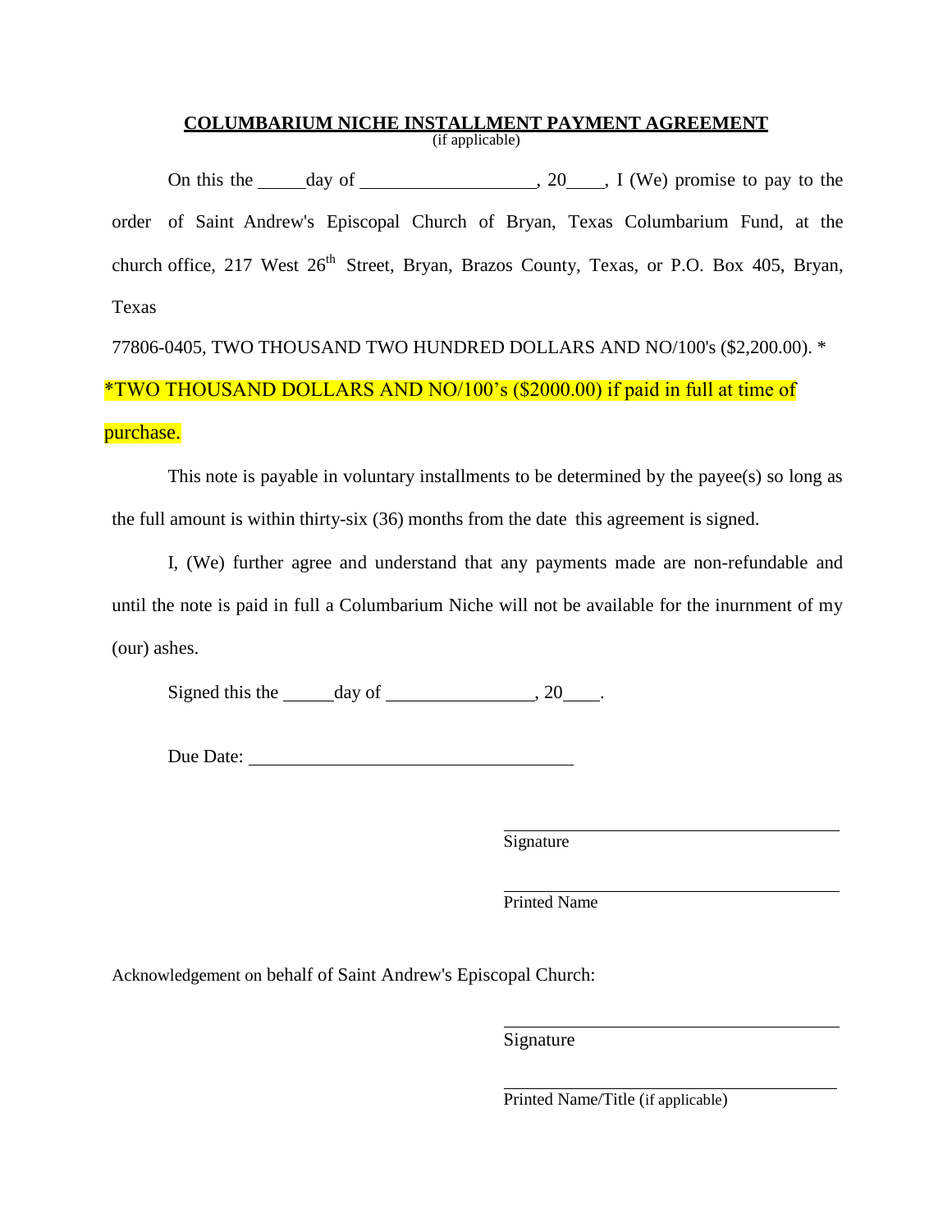**COLUMBARIUM NICHE INSTALLMENT PAYMENT AGREEMENT**
(if applicable)

On this the _____day of ___________________, 20____, I (We) promise to pay to the order of Saint Andrew's Episcopal Church of Bryan, Texas Columbarium Fund, at the church office, 217 West 26th Street, Bryan, Brazos County, Texas, or P.O. Box 405, Bryan, Texas

77806-0405, TWO THOUSAND TWO HUNDRED DOLLARS AND NO/100's ($2,200.00). *

*TWO THOUSAND DOLLARS AND NO/100's ($2000.00) if paid in full at time of purchase.

This note is payable in voluntary installments to be determined by the payee(s) so long as the full amount is within thirty-six (36) months from the date this agreement is signed.

I, (We) further agree and understand that any payments made are non-refundable and until the note is paid in full a Columbarium Niche will not be available for the inurnment of my (our) ashes.

Signed this the _____day of ________________, 20____.

Due Date: ____________________________________

______________________________________
Signature

______________________________________
Printed Name

Acknowledgement on behalf of Saint Andrew's Episcopal Church:

______________________________________
Signature

______________________________________
Printed Name/Title (if applicable)